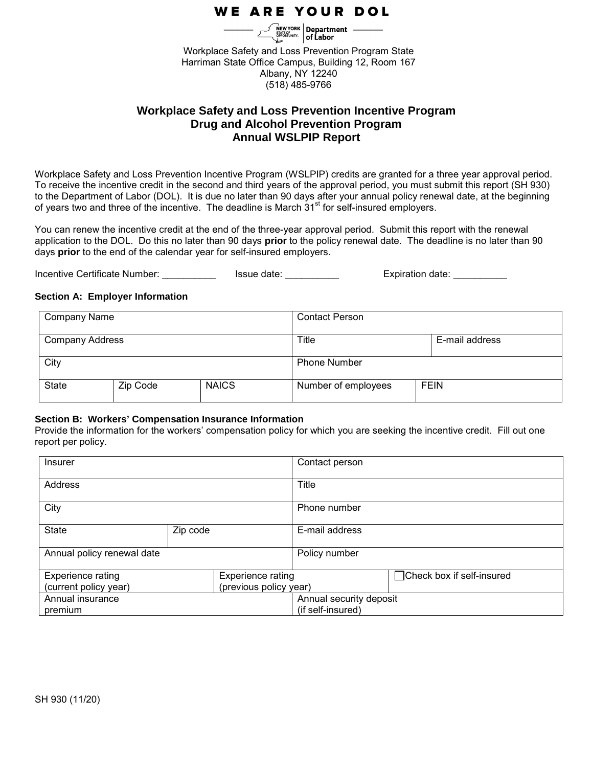WE ARE YOUR DOL

NEW YORK STATE OF OPPORTUNITY. | Department of Labor

Workplace Safety and Loss Prevention Program State
Harriman State Office Campus, Building 12, Room 167
Albany, NY 12240
(518) 485-9766

## Workplace Safety and Loss Prevention Incentive Program
## Drug and Alcohol Prevention Program
## Annual WSLPIP Report

Workplace Safety and Loss Prevention Incentive Program (WSLPIP) credits are granted for a three year approval period. To receive the incentive credit in the second and third years of the approval period, you must submit this report (SH 930) to the Department of Labor (DOL). It is due no later than 90 days after your annual policy renewal date, at the beginning of years two and three of the incentive. The deadline is March 31st for self-insured employers.

You can renew the incentive credit at the end of the three-year approval period. Submit this report with the renewal application to the DOL. Do this no later than 90 days **prior** to the policy renewal date. The deadline is no later than 90 days **prior** to the end of the calendar year for self-insured employers.

Incentive Certificate Number: __________ Issue date: __________ Expiration date: __________

**Section A: Employer Information**

| Company Name | | | Contact Person | |
|---|---|---|---|---|
| Company Address | | | Title | E-mail address |
| City | | | Phone Number | |
| State | Zip Code | NAICS | Number of employees | FEIN |

**Section B: Workers' Compensation Insurance Information**
Provide the information for the workers' compensation policy for which you are seeking the incentive credit. Fill out one report per policy.

| Insurer | | Contact person | |
|---|---|---|---|
| Address | | Title | |
| City | | Phone number | |
| State | Zip code | E-mail address | |
| Annual policy renewal date | | Policy number | |
| Experience rating (current policy year) | Experience rating (previous policy year) | | ☐ Check box if self-insured |
| Annual insurance premium | | Annual security deposit (if self-insured) | |

SH 930 (11/20)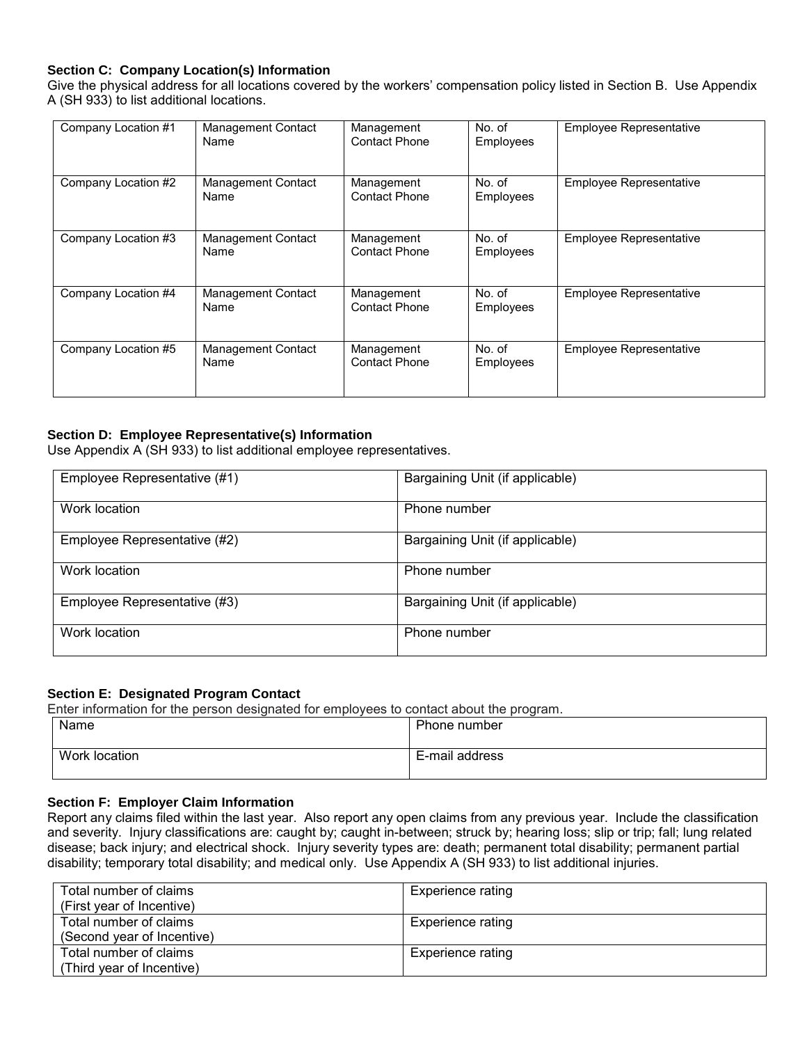### Section C: Company Location(s) Information

Give the physical address for all locations covered by the workers' compensation policy listed in Section B. Use Appendix A (SH 933) to list additional locations.

| Company Location #1 | Management Contact Name | Management Contact Phone | No. of Employees | Employee Representative |
|---|---|---|---|---|
| Company Location #2 | Management Contact Name | Management Contact Phone | No. of Employees | Employee Representative |
| Company Location #3 | Management Contact Name | Management Contact Phone | No. of Employees | Employee Representative |
| Company Location #4 | Management Contact Name | Management Contact Phone | No. of Employees | Employee Representative |
| Company Location #5 | Management Contact Name | Management Contact Phone | No. of Employees | Employee Representative |

### Section D: Employee Representative(s) Information

Use Appendix A (SH 933) to list additional employee representatives.

| Employee Representative (#1) | Bargaining Unit (if applicable) |
|---|---|
| Work location | Phone number |
| Employee Representative (#2) | Bargaining Unit (if applicable) |
| Work location | Phone number |
| Employee Representative (#3) | Bargaining Unit (if applicable) |
| Work location | Phone number |

### Section E: Designated Program Contact

Enter information for the person designated for employees to contact about the program.

| Name | Phone number |
|---|---|
| Work location | E-mail address |

### Section F: Employer Claim Information

Report any claims filed within the last year. Also report any open claims from any previous year. Include the classification and severity. Injury classifications are: caught by; caught in-between; struck by; hearing loss; slip or trip; fall; lung related disease; back injury; and electrical shock. Injury severity types are: death; permanent total disability; permanent partial disability; temporary total disability; and medical only. Use Appendix A (SH 933) to list additional injuries.

| Total number of claims (First year of Incentive) | Experience rating |
|---|---|
| Total number of claims (Second year of Incentive) | Experience rating |
| Total number of claims (Third year of Incentive) | Experience rating |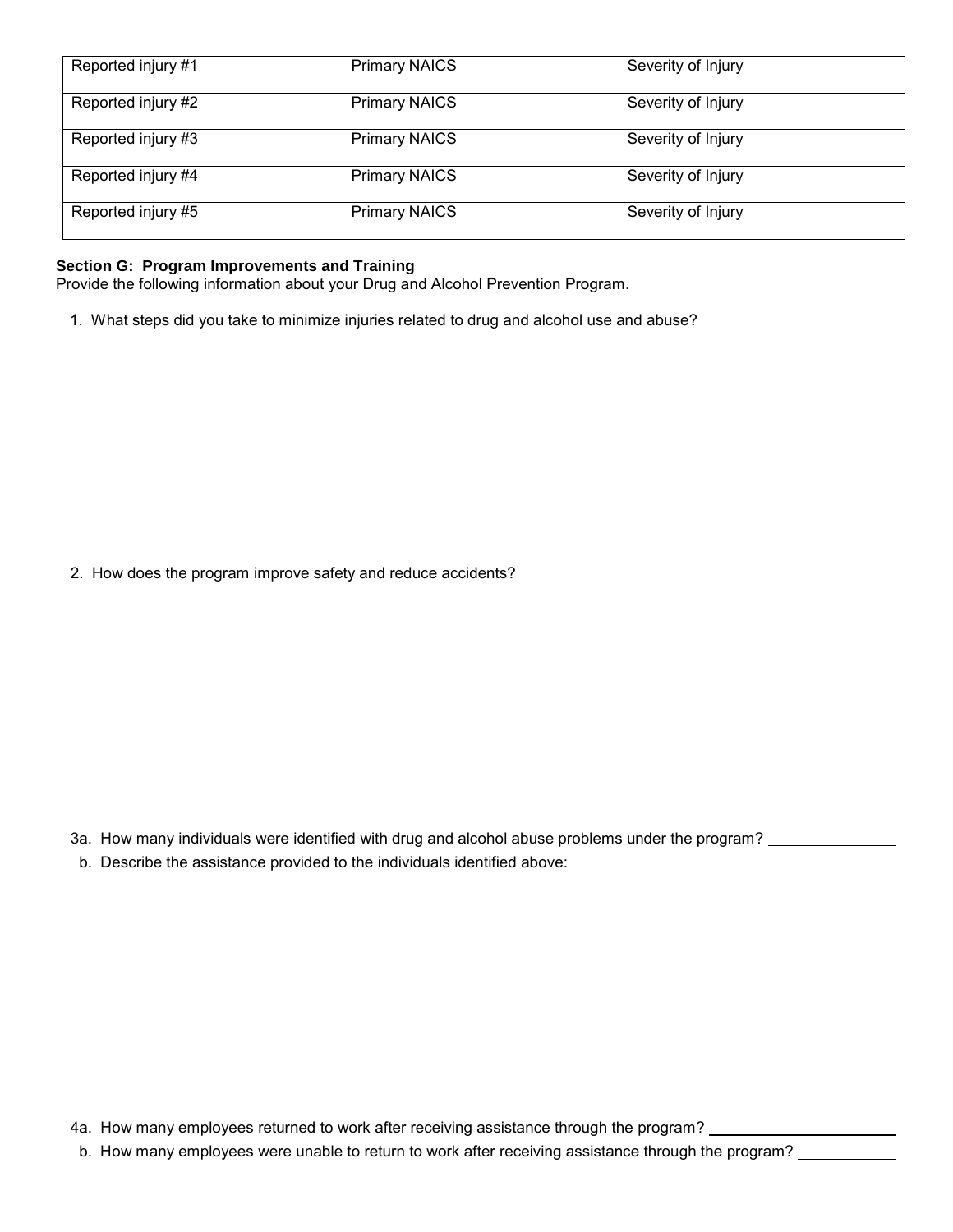| Reported injury #1 | Primary NAICS | Severity of Injury |
| --- | --- | --- |
| Reported injury #2 | Primary NAICS | Severity of Injury |
| Reported injury #3 | Primary NAICS | Severity of Injury |
| Reported injury #4 | Primary NAICS | Severity of Injury |
| Reported injury #5 | Primary NAICS | Severity of Injury |

**Section G: Program Improvements and Training**
Provide the following information about your Drug and Alcohol Prevention Program.

1. What steps did you take to minimize injuries related to drug and alcohol use and abuse?

2. How does the program improve safety and reduce accidents?

3a. How many individuals were identified with drug and alcohol abuse problems under the program? ______________

b. Describe the assistance provided to the individuals identified above:

4a. How many employees returned to work after receiving assistance through the program? ______________________

b. How many employees were unable to return to work after receiving assistance through the program? ___________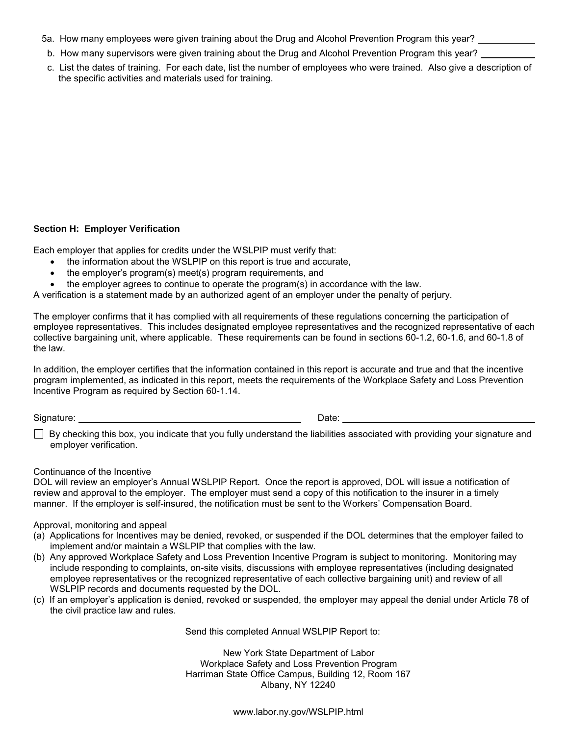5a. How many employees were given training about the Drug and Alcohol Prevention Program this year? ___________

b. How many supervisors were given training about the Drug and Alcohol Prevention Program this year? ___________

c. List the dates of training. For each date, list the number of employees who were trained. Also give a description of the specific activities and materials used for training.

**Section H: Employer Verification**

Each employer that applies for credits under the WSLPIP must verify that:

- the information about the WSLPIP on this report is true and accurate,
- the employer's program(s) meet(s) program requirements, and
- the employer agrees to continue to operate the program(s) in accordance with the law.

A verification is a statement made by an authorized agent of an employer under the penalty of perjury.

The employer confirms that it has complied with all requirements of these regulations concerning the participation of employee representatives. This includes designated employee representatives and the recognized representative of each collective bargaining unit, where applicable. These requirements can be found in sections 60-1.2, 60-1.6, and 60-1.8 of the law.

In addition, the employer certifies that the information contained in this report is accurate and true and that the incentive program implemented, as indicated in this report, meets the requirements of the Workplace Safety and Loss Prevention Incentive Program as required by Section 60-1.14.

Signature: ______________________________ Date: ______________________________

☐ By checking this box, you indicate that you fully understand the liabilities associated with providing your signature and employer verification.

Continuance of the Incentive

DOL will review an employer's Annual WSLPIP Report. Once the report is approved, DOL will issue a notification of review and approval to the employer. The employer must send a copy of this notification to the insurer in a timely manner. If the employer is self-insured, the notification must be sent to the Workers' Compensation Board.

Approval, monitoring and appeal

(a) Applications for Incentives may be denied, revoked, or suspended if the DOL determines that the employer failed to implement and/or maintain a WSLPIP that complies with the law.

(b) Any approved Workplace Safety and Loss Prevention Incentive Program is subject to monitoring. Monitoring may include responding to complaints, on-site visits, discussions with employee representatives (including designated employee representatives or the recognized representative of each collective bargaining unit) and review of all WSLPIP records and documents requested by the DOL.

(c) If an employer's application is denied, revoked or suspended, the employer may appeal the denial under Article 78 of the civil practice law and rules.

Send this completed Annual WSLPIP Report to:

New York State Department of Labor
Workplace Safety and Loss Prevention Program
Harriman State Office Campus, Building 12, Room 167
Albany, NY 12240

www.labor.ny.gov/WSLPIP.html